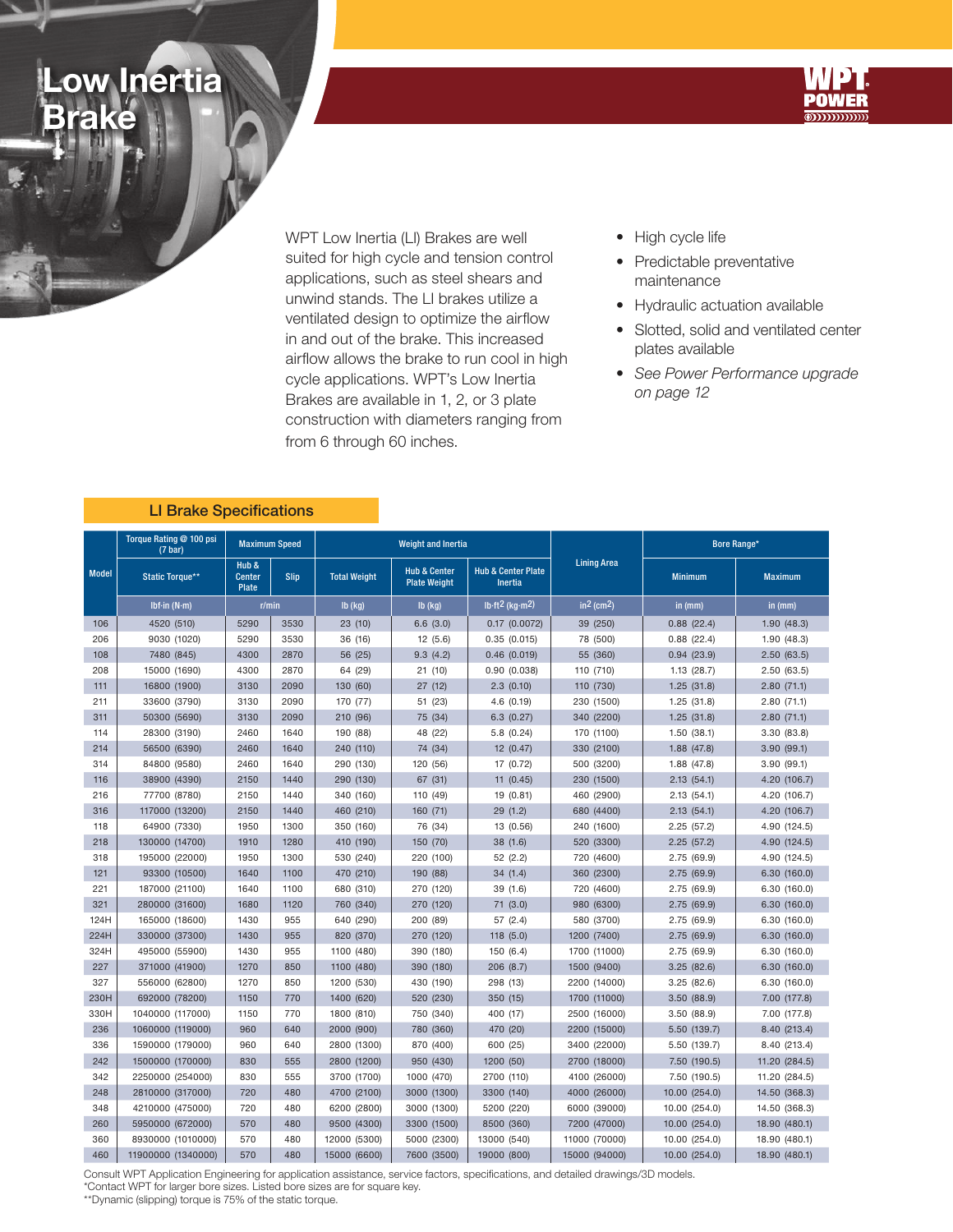# Low Inertia Brake

WPT POWER

WPT Low Inertia (LI) Brakes are well suited for high cycle and tension control applications, such as steel shears and unwind stands. The LI brakes utilize a ventilated design to optimize the airflow in and out of the brake. This increased airflow allows the brake to run cool in high cycle applications. WPT's Low Inertia Brakes are available in 1, 2, or 3 plate construction with diameters ranging from from 6 through 60 inches.

- High cycle life
- Predictable preventative maintenance
- Hydraulic actuation available
- Slotted, solid and ventilated center plates available
- *See Power Performance upgrade on page 12*

## LI Brake Specifications

| Model | Torque Rating @ 100 psi (7 bar) | Maximum Speed | | Weight and Inertia | | | Lining Area | Bore Range* | |
|---|---|---|---|---|---|---|---|---|---|
| | Static Torque** | Hub & Center Plate | Slip | Total Weight | Hub & Center Plate Weight | Hub & Center Plate Inertia | | Minimum | Maximum |
| | lbf·in (N·m) | r/min | | lb (kg) | lb (kg) | lb·ft² (kg·m²) | in² (cm²) | in (mm) | in (mm) |
| 106 | 4520 (510) | 5290 | 3530 | 23 (10) | 6.6 (3.0) | 0.17 (0.0072) | 39 (250) | 0.88 (22.4) | 1.90 (48.3) |
| 206 | 9030 (1020) | 5290 | 3530 | 36 (16) | 12 (5.6) | 0.35 (0.015) | 78 (500) | 0.88 (22.4) | 1.90 (48.3) |
| 108 | 7480 (845) | 4300 | 2870 | 56 (25) | 9.3 (4.2) | 0.46 (0.019) | 55 (360) | 0.94 (23.9) | 2.50 (63.5) |
| 208 | 15000 (1690) | 4300 | 2870 | 64 (29) | 21 (10) | 0.90 (0.038) | 110 (710) | 1.13 (28.7) | 2.50 (63.5) |
| 111 | 16800 (1900) | 3130 | 2090 | 130 (60) | 27 (12) | 2.3 (0.10) | 110 (730) | 1.25 (31.8) | 2.80 (71.1) |
| 211 | 33600 (3790) | 3130 | 2090 | 170 (77) | 51 (23) | 4.6 (0.19) | 230 (1500) | 1.25 (31.8) | 2.80 (71.1) |
| 311 | 50300 (5690) | 3130 | 2090 | 210 (96) | 75 (34) | 6.3 (0.27) | 340 (2200) | 1.25 (31.8) | 2.80 (71.1) |
| 114 | 28300 (3190) | 2460 | 1640 | 190 (88) | 48 (22) | 5.8 (0.24) | 170 (1100) | 1.50 (38.1) | 3.30 (83.8) |
| 214 | 56500 (6390) | 2460 | 1640 | 240 (110) | 74 (34) | 12 (0.47) | 330 (2100) | 1.88 (47.8) | 3.90 (99.1) |
| 314 | 84800 (9580) | 2460 | 1640 | 290 (130) | 120 (56) | 17 (0.72) | 500 (3200) | 1.88 (47.8) | 3.90 (99.1) |
| 116 | 38900 (4390) | 2150 | 1440 | 290 (130) | 67 (31) | 11 (0.45) | 230 (1500) | 2.13 (54.1) | 4.20 (106.7) |
| 216 | 77700 (8780) | 2150 | 1440 | 340 (160) | 110 (49) | 19 (0.81) | 460 (2900) | 2.13 (54.1) | 4.20 (106.7) |
| 316 | 117000 (13200) | 2150 | 1440 | 460 (210) | 160 (71) | 29 (1.2) | 680 (4400) | 2.13 (54.1) | 4.20 (106.7) |
| 118 | 64900 (7330) | 1950 | 1300 | 350 (160) | 76 (34) | 13 (0.56) | 240 (1600) | 2.25 (57.2) | 4.90 (124.5) |
| 218 | 130000 (14700) | 1910 | 1280 | 410 (190) | 150 (70) | 38 (1.6) | 520 (3300) | 2.25 (57.2) | 4.90 (124.5) |
| 318 | 195000 (22000) | 1950 | 1300 | 530 (240) | 220 (100) | 52 (2.2) | 720 (4600) | 2.75 (69.9) | 4.90 (124.5) |
| 121 | 93300 (10500) | 1640 | 1100 | 470 (210) | 190 (88) | 34 (1.4) | 360 (2300) | 2.75 (69.9) | 6.30 (160.0) |
| 221 | 187000 (21100) | 1640 | 1100 | 680 (310) | 270 (120) | 39 (1.6) | 720 (4600) | 2.75 (69.9) | 6.30 (160.0) |
| 321 | 280000 (31600) | 1680 | 1120 | 760 (340) | 270 (120) | 71 (3.0) | 980 (6300) | 2.75 (69.9) | 6.30 (160.0) |
| 124H | 165000 (18600) | 1430 | 955 | 640 (290) | 200 (89) | 57 (2.4) | 580 (3700) | 2.75 (69.9) | 6.30 (160.0) |
| 224H | 330000 (37300) | 1430 | 955 | 820 (370) | 270 (120) | 118 (5.0) | 1200 (7400) | 2.75 (69.9) | 6.30 (160.0) |
| 324H | 495000 (55900) | 1430 | 955 | 1100 (480) | 390 (180) | 150 (6.4) | 1700 (11000) | 2.75 (69.9) | 6.30 (160.0) |
| 227 | 371000 (41900) | 1270 | 850 | 1100 (480) | 390 (180) | 206 (8.7) | 1500 (9400) | 3.25 (82.6) | 6.30 (160.0) |
| 327 | 556000 (62800) | 1270 | 850 | 1200 (530) | 430 (190) | 298 (13) | 2200 (14000) | 3.25 (82.6) | 6.30 (160.0) |
| 230H | 692000 (78200) | 1150 | 770 | 1400 (620) | 520 (230) | 350 (15) | 1700 (11000) | 3.50 (88.9) | 7.00 (177.8) |
| 330H | 1040000 (117000) | 1150 | 770 | 1800 (810) | 750 (340) | 400 (17) | 2500 (16000) | 3.50 (88.9) | 7.00 (177.8) |
| 236 | 1060000 (119000) | 960 | 640 | 2000 (900) | 780 (360) | 470 (20) | 2200 (15000) | 5.50 (139.7) | 8.40 (213.4) |
| 336 | 1590000 (179000) | 960 | 640 | 2800 (1300) | 870 (400) | 600 (25) | 3400 (22000) | 5.50 (139.7) | 8.40 (213.4) |
| 242 | 1500000 (170000) | 830 | 555 | 2800 (1200) | 950 (430) | 1200 (50) | 2700 (18000) | 7.50 (190.5) | 11.20 (284.5) |
| 342 | 2250000 (254000) | 830 | 555 | 3700 (1700) | 1000 (470) | 2700 (110) | 4100 (26000) | 7.50 (190.5) | 11.20 (284.5) |
| 248 | 2810000 (317000) | 720 | 480 | 4700 (2100) | 3000 (1300) | 3300 (140) | 4000 (26000) | 10.00 (254.0) | 14.50 (368.3) |
| 348 | 4210000 (475000) | 720 | 480 | 6200 (2800) | 3000 (1300) | 5200 (220) | 6000 (39000) | 10.00 (254.0) | 14.50 (368.3) |
| 260 | 5950000 (672000) | 570 | 480 | 9500 (4300) | 3300 (1500) | 8500 (360) | 7200 (47000) | 10.00 (254.0) | 18.90 (480.1) |
| 360 | 8930000 (1010000) | 570 | 480 | 12000 (5300) | 5000 (2300) | 13000 (540) | 11000 (70000) | 10.00 (254.0) | 18.90 (480.1) |
| 460 | 11900000 (1340000) | 570 | 480 | 15000 (6600) | 7600 (3500) | 19000 (800) | 15000 (94000) | 10.00 (254.0) | 18.90 (480.1) |

Consult WPT Application Engineering for application assistance, service factors, specifications, and detailed drawings/3D models.
*Contact WPT for larger bore sizes. Listed bore sizes are for square key.
**Dynamic (slipping) torque is 75% of the static torque.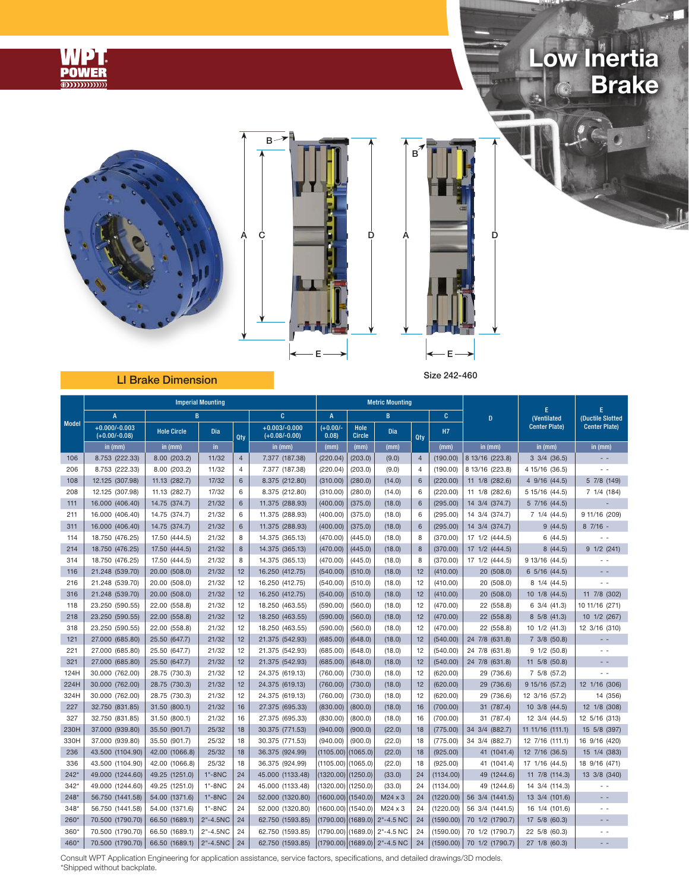# Low Inertia Brake

A C B D E

A B D E

Size 242-460

## LI Brake Dimension

| Model | Imperial Mounting | | | | | Metric Mounting | | | | | D | E (Ventilated Center Plate) | E (Ductile Slotted Center Plate) |
|---|---|---|---|---|---|---|---|---|---|---|---|---|---|
| | A | B | | | C | A | B | | | C | | | |
| | +0.000/-0.003 (+0.00/-0.08) | Hole Circle | Dia | Qty | +0.003/-0.000 (+0.08/-0.00) | (+0.00/-0.08) | Hole Circle | Dia | Qty | H7 | | | |
| | in (mm) | in (mm) | in | | in (mm) | (mm) | (mm) | (mm) | | (mm) | in (mm) | in (mm) | in (mm) |
| 106 | 8.753 (222.33) | 8.00 (203.2) | 11/32 | 4 | 7.377 (187.38) | (220.04) | (203.0) | (9.0) | 4 | (190.00) | 8 13/16 (223.8) | 3 3/4 (36.5) | - - |
| 206 | 8.753 (222.33) | 8.00 (203.2) | 11/32 | 4 | 7.377 (187.38) | (220.04) | (203.0) | (9.0) | 4 | (190.00) | 8 13/16 (223.8) | 4 15/16 (36.5) | - - |
| 108 | 12.125 (307.98) | 11.13 (282.7) | 17/32 | 6 | 8.375 (212.80) | (310.00) | (280.0) | (14.0) | 6 | (220.00) | 11 1/8 (282.6) | 4 9/16 (44.5) | 5 7/8 (149) |
| 208 | 12.125 (307.98) | 11.13 (282.7) | 17/32 | 6 | 8.375 (212.80) | (310.00) | (280.0) | (14.0) | 6 | (220.00) | 11 1/8 (282.6) | 5 15/16 (44.5) | 7 1/4 (184) |
| 111 | 16.000 (406.40) | 14.75 (374.7) | 21/32 | 6 | 11.375 (288.93) | (400.00) | (375.0) | (18.0) | 6 | (295.00) | 14 3/4 (374.7) | 5 7/16 (44.5) | - - |
| 211 | 16.000 (406.40) | 14.75 (374.7) | 21/32 | 6 | 11.375 (288.93) | (400.00) | (375.0) | (18.0) | 6 | (295.00) | 14 3/4 (374.7) | 7 1/4 (44.5) | 9 11/16 (209) |
| 311 | 16.000 (406.40) | 14.75 (374.7) | 21/32 | 6 | 11.375 (288.93) | (400.00) | (375.0) | (18.0) | 6 | (295.00) | 14 3/4 (374.7) | 9 (44.5) | 8 7/16 - |
| 114 | 18.750 (476.25) | 17.50 (444.5) | 21/32 | 8 | 14.375 (365.13) | (470.00) | (445.0) | (18.0) | 8 | (370.00) | 17 1/2 (444.5) | 6 (44.5) | - - |
| 214 | 18.750 (476.25) | 17.50 (444.5) | 21/32 | 8 | 14.375 (365.13) | (470.00) | (445.0) | (18.0) | 8 | (370.00) | 17 1/2 (444.5) | 8 (44.5) | 9 1/2 (241) |
| 314 | 18.750 (476.25) | 17.50 (444.5) | 21/32 | 8 | 14.375 (365.13) | (470.00) | (445.0) | (18.0) | 8 | (370.00) | 17 1/2 (444.5) | 9 13/16 (44.5) | - - |
| 116 | 21.248 (539.70) | 20.00 (508.0) | 21/32 | 12 | 16.250 (412.75) | (540.00) | (510.0) | (18.0) | 12 | (410.00) | 20 (508.0) | 6 5/16 (44.5) | - - |
| 216 | 21.248 (539.70) | 20.00 (508.0) | 21/32 | 12 | 16.250 (412.75) | (540.00) | (510.0) | (18.0) | 12 | (410.00) | 20 (508.0) | 8 1/4 (44.5) | - - |
| 316 | 21.248 (539.70) | 20.00 (508.0) | 21/32 | 12 | 16.250 (412.75) | (540.00) | (510.0) | (18.0) | 12 | (410.00) | 20 (508.0) | 10 1/8 (44.5) | 11 7/8 (302) |
| 118 | 23.250 (590.55) | 22.00 (558.8) | 21/32 | 12 | 18.250 (463.55) | (590.00) | (560.0) | (18.0) | 12 | (470.00) | 22 (558.8) | 6 3/4 (41.3) | 10 11/16 (271) |
| 218 | 23.250 (590.55) | 22.00 (558.8) | 21/32 | 12 | 18.250 (463.55) | (590.00) | (560.0) | (18.0) | 12 | (470.00) | 22 (558.8) | 8 5/8 (41.3) | 10 1/2 (267) |
| 318 | 23.250 (590.55) | 22.00 (558.8) | 21/32 | 12 | 18.250 (463.55) | (590.00) | (560.0) | (18.0) | 12 | (470.00) | 22 (558.8) | 10 1/2 (41.3) | 12 3/16 (310) |
| 121 | 27.000 (685.80) | 25.50 (647.7) | 21/32 | 12 | 21.375 (542.93) | (685.00) | (648.0) | (18.0) | 12 | (540.00) | 24 7/8 (631.8) | 7 3/8 (50.8) | - - |
| 221 | 27.000 (685.80) | 25.50 (647.7) | 21/32 | 12 | 21.375 (542.93) | (685.00) | (648.0) | (18.0) | 12 | (540.00) | 24 7/8 (631.8) | 9 1/2 (50.8) | - - |
| 321 | 27.000 (685.80) | 25.50 (647.7) | 21/32 | 12 | 21.375 (542.93) | (685.00) | (648.0) | (18.0) | 12 | (540.00) | 24 7/8 (631.8) | 11 5/8 (50.8) | - - |
| 124H | 30.000 (762.00) | 28.75 (730.3) | 21/32 | 12 | 24.375 (619.13) | (760.00) | (730.0) | (18.0) | 12 | (620.00) | 29 (736.6) | 7 5/8 (57.2) | - - |
| 224H | 30.000 (762.00) | 28.75 (730.3) | 21/32 | 12 | 24.375 (619.13) | (760.00) | (730.0) | (18.0) | 12 | (620.00) | 29 (736.6) | 9 15/16 (57.2) | 12 1/16 (306) |
| 324H | 30.000 (762.00) | 28.75 (730.3) | 21/32 | 12 | 24.375 (619.13) | (760.00) | (730.0) | (18.0) | 12 | (620.00) | 29 (736.6) | 12 3/16 (57.2) | 14 (356) |
| 227 | 32.750 (831.85) | 31.50 (800.1) | 21/32 | 16 | 27.375 (695.33) | (830.00) | (800.0) | (18.0) | 16 | (700.00) | 31 (787.4) | 10 3/8 (44.5) | 12 1/8 (308) |
| 327 | 32.750 (831.85) | 31.50 (800.1) | 21/32 | 16 | 27.375 (695.33) | (830.00) | (800.0) | (18.0) | 16 | (700.00) | 31 (787.4) | 12 3/4 (44.5) | 12 5/16 (313) |
| 230H | 37.000 (939.80) | 35.50 (901.7) | 25/32 | 18 | 30.375 (771.53) | (940.00) | (900.0) | (22.0) | 18 | (775.00) | 34 3/4 (882.7) | 11 11/16 (111.1) | 15 5/8 (397) |
| 330H | 37.000 (939.80) | 35.50 (901.7) | 25/32 | 18 | 30.375 (771.53) | (940.00) | (900.0) | (22.0) | 18 | (775.00) | 34 3/4 (882.7) | 12 7/16 (111.1) | 16 9/16 (420) |
| 236 | 43.500 (1104.90) | 42.00 (1066.8) | 25/32 | 18 | 36.375 (924.99) | (1105.00) | (1065.0) | (22.0) | 18 | (925.00) | 41 (1041.4) | 12 7/16 (36.5) | 15 1/4 (383) |
| 336 | 43.500 (1104.90) | 42.00 (1066.8) | 25/32 | 18 | 36.375 (924.99) | (1105.00) | (1065.0) | (22.0) | 18 | (925.00) | 41 (1041.4) | 17 1/16 (44.5) | 18 9/16 (471) |
| 242* | 49.000 (1244.60) | 49.25 (1251.0) | 1"-8NC | 24 | 45.000 (1133.48) | (1320.00) | (1250.0) | (33.0) | 24 | (1134.00) | 49 (1244.6) | 11 7/8 (114.3) | 13 3/8 (340) |
| 342* | 49.000 (1244.60) | 49.25 (1251.0) | 1"-8NC | 24 | 45.000 (1133.48) | (1320.00) | (1250.0) | (33.0) | 24 | (1134.00) | 49 (1244.6) | 14 3/4 (114.3) | - - |
| 248* | 56.750 (1441.58) | 54.00 (1371.6) | 1"-8NC | 24 | 52.000 (1320.80) | (1600.00) | (1540.0) | M24 x 3 | 24 | (1220.00) | 56 3/4 (1441.5) | 13 3/4 (101.6) | - - |
| 348* | 56.750 (1441.58) | 54.00 (1371.6) | 1"-8NC | 24 | 52.000 (1320.80) | (1600.00) | (1540.0) | M24 x 3 | 24 | (1220.00) | 56 3/4 (1441.5) | 16 1/4 (101.6) | - - |
| 260* | 70.500 (1790.70) | 66.50 (1689.1) | 2"-4.5NC | 24 | 62.750 (1593.85) | (1790.00) | (1689.0) | 2"-4.5 NC | 24 | (1590.00) | 70 1/2 (1790.7) | 17 5/8 (60.3) | - - |
| 360* | 70.500 (1790.70) | 66.50 (1689.1) | 2"-4.5NC | 24 | 62.750 (1593.85) | (1790.00) | (1689.0) | 2"-4.5 NC | 24 | (1590.00) | 70 1/2 (1790.7) | 22 5/8 (60.3) | - - |
| 460* | 70.500 (1790.70) | 66.50 (1689.1) | 2"-4.5NC | 24 | 62.750 (1593.85) | (1790.00) | (1689.0) | 2"-4.5 NC | 24 | (1590.00) | 70 1/2 (1790.7) | 27 1/8 (60.3) | - - |

Consult WPT Application Engineering for application assistance, service factors, specifications, and detailed drawings/3D models.
*Shipped without backplate.